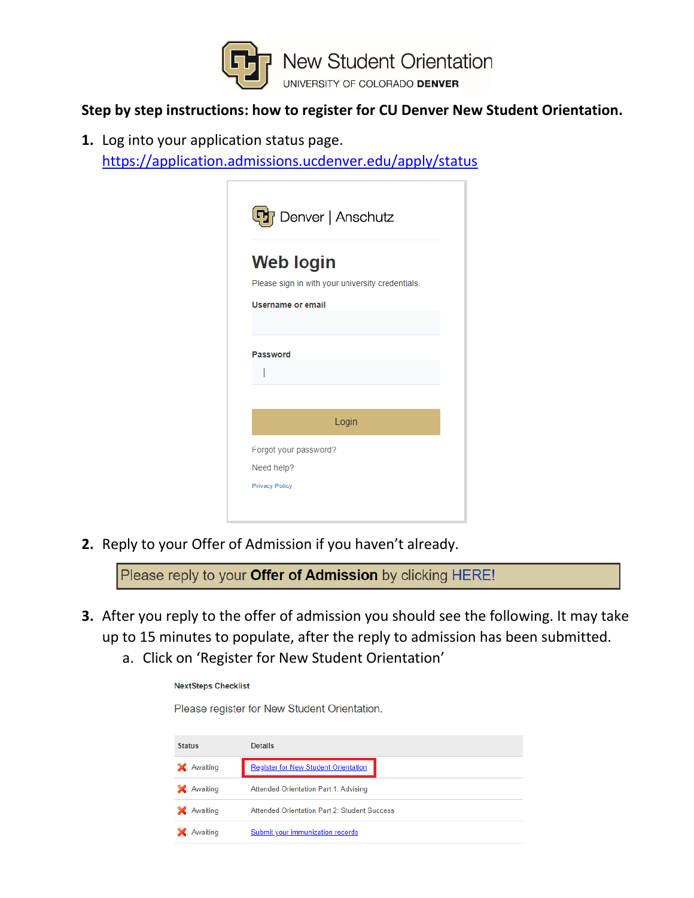# New Student Orientation

UNIVERSITY OF COLORADO **DENVER**

**Step by step instructions: how to register for CU Denver New Student Orientation.**

1. Log into your application status page.
   https://application.admissions.ucdenver.edu/apply/status

   Denver | Anschutz

   **Web login**

   Please sign in with your university credentials.

   **Username or email**

   **Password**

   Login

   Forgot your password?

   Need help?

   Privacy Policy

2. Reply to your Offer of Admission if you haven't already.

   Please reply to your **Offer of Admission** by clicking HERE!

3. After you reply to the offer of admission you should see the following. It may take up to 15 minutes to populate, after the reply to admission has been submitted.
   a. Click on 'Register for New Student Orientation'

   **NextSteps Checklist**

   Please register for New Student Orientation.

   | Status | Details |
   | --- | --- |
   | ✖ Awaiting | Register for New Student Orientation |
   | ✖ Awaiting | Attended Orientation Part 1: Advising |
   | ✖ Awaiting | Attended Orientation Part 2: Student Success |
   | ✖ Awaiting | Submit your immunization records |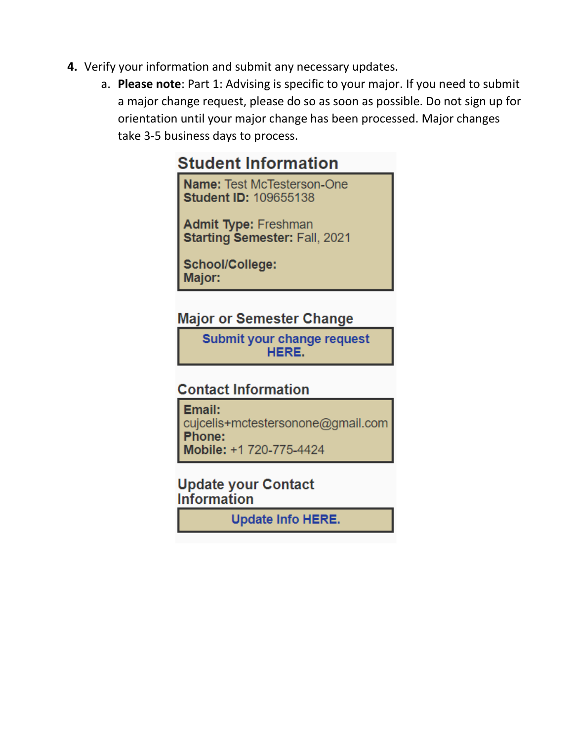4. Verify your information and submit any necessary updates.
   a. **Please note**: Part 1: Advising is specific to your major. If you need to submit a major change request, please do so as soon as possible. Do not sign up for orientation until your major change has been processed. Major changes take 3-5 business days to process.

### Student Information

**Name:** Test McTesterson-One
**Student ID:** 109655138

**Admit Type:** Freshman
**Starting Semester:** Fall, 2021

**School/College:**
**Major:**

### Major or Semester Change

Submit your change request HERE.

### Contact Information

**Email:** cujcelis+mctestersonone@gmail.com
**Phone:**
**Mobile:** +1 720-775-4424

### Update your Contact Information

Update Info HERE.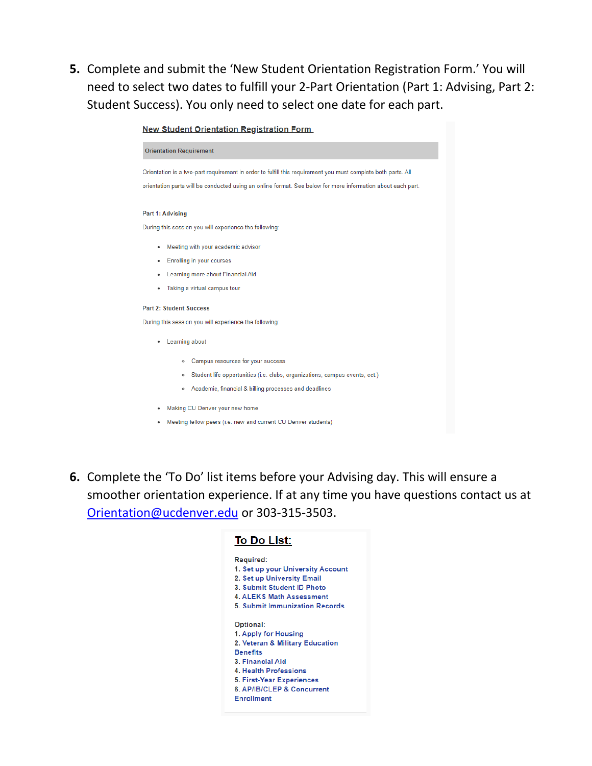5. Complete and submit the 'New Student Orientation Registration Form.' You will need to select two dates to fulfill your 2-Part Orientation (Part 1: Advising, Part 2: Student Success). You only need to select one date for each part.

**New Student Orientation Registration Form**

**Orientation Requirement**

Orientation is a two-part requirement in order to fulfill this requirement you must complete both parts. All orientation parts will be conducted using an online format. See below for more information about each part.

**Part 1: Advising**

During this session you will experience the following:

- Meeting with your academic advisor
- Enrolling in your courses
- Learning more about Financial Aid
- Taking a virtual campus tour

**Part 2: Student Success**

During this session you will experience the following:

- Learning about
  - Campus resources for your success
  - Student life opportunities (i.e. clubs, organizations, campus events, ect.)
  - Academic, financial & billing processes and deadlines
- Making CU Denver your new home
- Meeting fellow peers (i.e. new and current CU Denver students)

6. Complete the 'To Do' list items before your Advising day. This will ensure a smoother orientation experience. If at any time you have questions contact us at Orientation@ucdenver.edu or 303-315-3503.

**To Do List:**

Required:
1. Set up your University Account
2. Set up University Email
3. Submit Student ID Photo
4. ALEKS Math Assessment
5. Submit Immunization Records

Optional:
1. Apply for Housing
2. Veteran & Military Education Benefits
3. Financial Aid
4. Health Professions
5. First-Year Experiences
6. AP/IB/CLEP & Concurrent Enrollment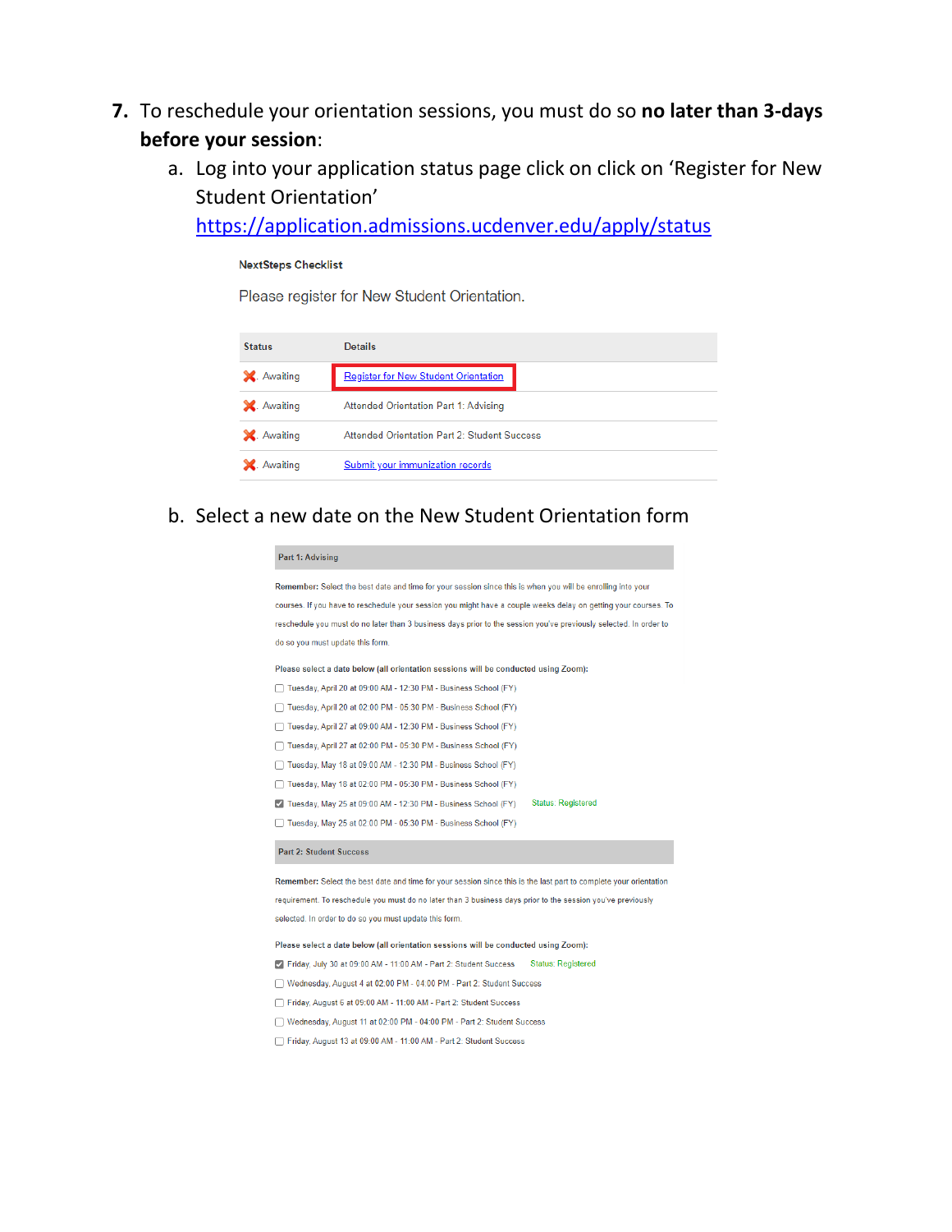7. To reschedule your orientation sessions, you must do so **no later than 3-days before your session**:
   a. Log into your application status page click on click on 'Register for New Student Orientation' [https://application.admissions.ucdenver.edu/apply/status](https://application.admissions.ucdenver.edu/apply/status)

**NextSteps Checklist**

Please register for New Student Orientation.

| Status | Details |
| --- | --- |
| ✖ Awaiting | Register for New Student Orientation |
| ✖ Awaiting | Attended Orientation Part 1: Advising |
| ✖ Awaiting | Attended Orientation Part 2: Student Success |
| ✖ Awaiting | Submit your immunization records |

   b. Select a new date on the New Student Orientation form

**Part 1: Advising**

**Remember:** Select the best date and time for your session since this is when you will be enrolling into your courses. If you have to reschedule your session you might have a couple weeks delay on getting your courses. To reschedule you must do no later than 3 business days prior to the session you've previously selected. In order to do so you must update this form.

Please select a date below (all orientation sessions will be conducted using Zoom):

- [ ] Tuesday, April 20 at 09:00 AM - 12:30 PM - Business School (FY)
- [ ] Tuesday, April 20 at 02:00 PM - 05:30 PM - Business School (FY)
- [ ] Tuesday, April 27 at 09:00 AM - 12:30 PM - Business School (FY)
- [ ] Tuesday, April 27 at 02:00 PM - 05:30 PM - Business School (FY)
- [ ] Tuesday, May 18 at 09:00 AM - 12:30 PM - Business School (FY)
- [ ] Tuesday, May 18 at 02:00 PM - 05:30 PM - Business School (FY)
- [x] Tuesday, May 25 at 09:00 AM - 12:30 PM - Business School (FY) Status: Registered
- [ ] Tuesday, May 25 at 02:00 PM - 05:30 PM - Business School (FY)

**Part 2: Student Success**

**Remember:** Select the best date and time for your session since this is the last part to complete your orientation requirement. To reschedule you must do no later than 3 business days prior to the session you've previously selected. In order to do so you must update this form.

Please select a date below (all orientation sessions will be conducted using Zoom):

- [x] Friday, July 30 at 09:00 AM - 11:00 AM - Part 2: Student Success Status: Registered
- [ ] Wednesday, August 4 at 02:00 PM - 04:00 PM - Part 2: Student Success
- [ ] Friday, August 6 at 09:00 AM - 11:00 AM - Part 2: Student Success
- [ ] Wednesday, August 11 at 02:00 PM - 04:00 PM - Part 2: Student Success
- [ ] Friday, August 13 at 09:00 AM - 11:00 AM - Part 2: Student Success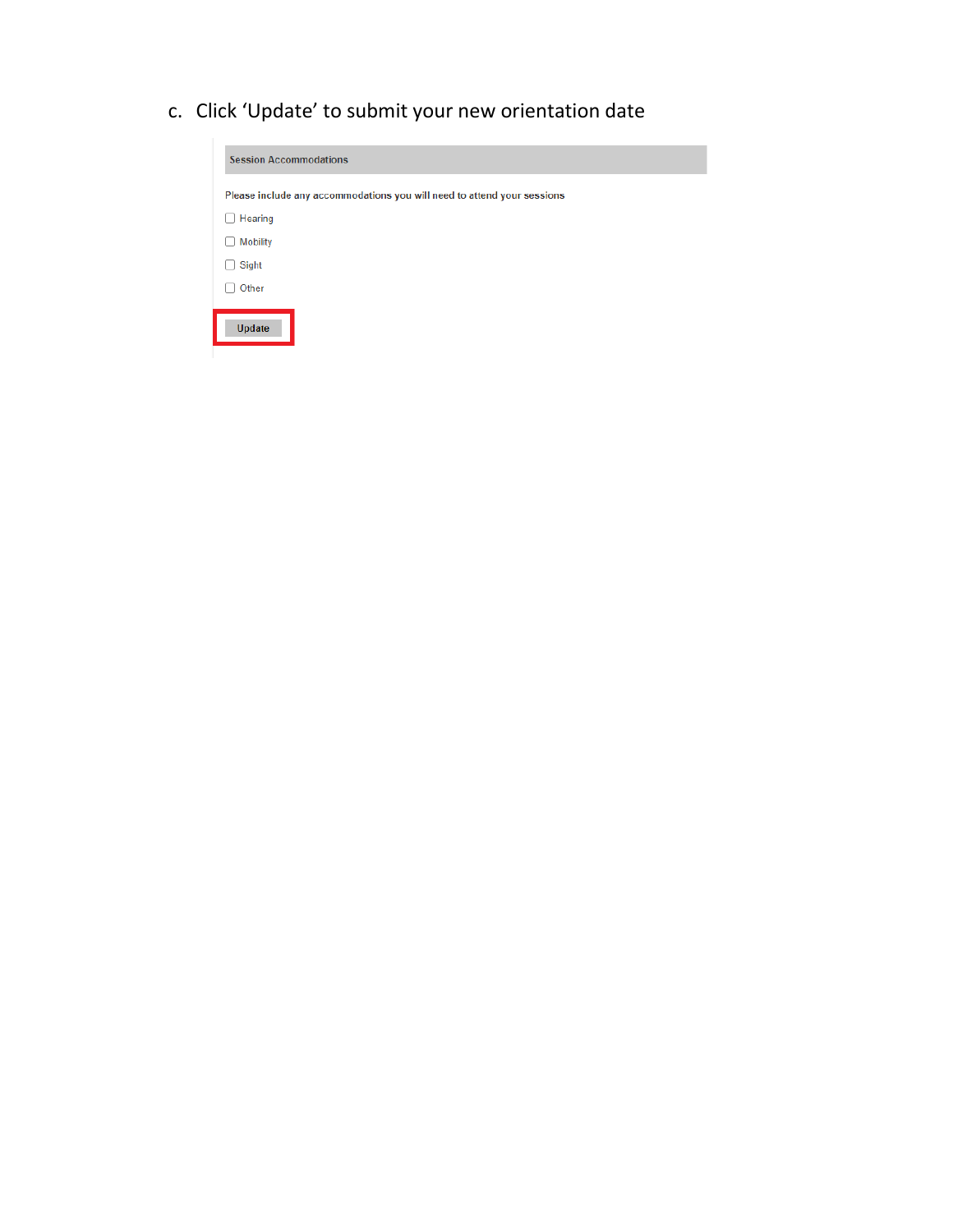c. Click 'Update' to submit your new orientation date

**Session Accommodations**

Please include any accommodations you will need to attend your sessions

- [ ] Hearing
- [ ] Mobility
- [ ] Sight
- [ ] Other

Update